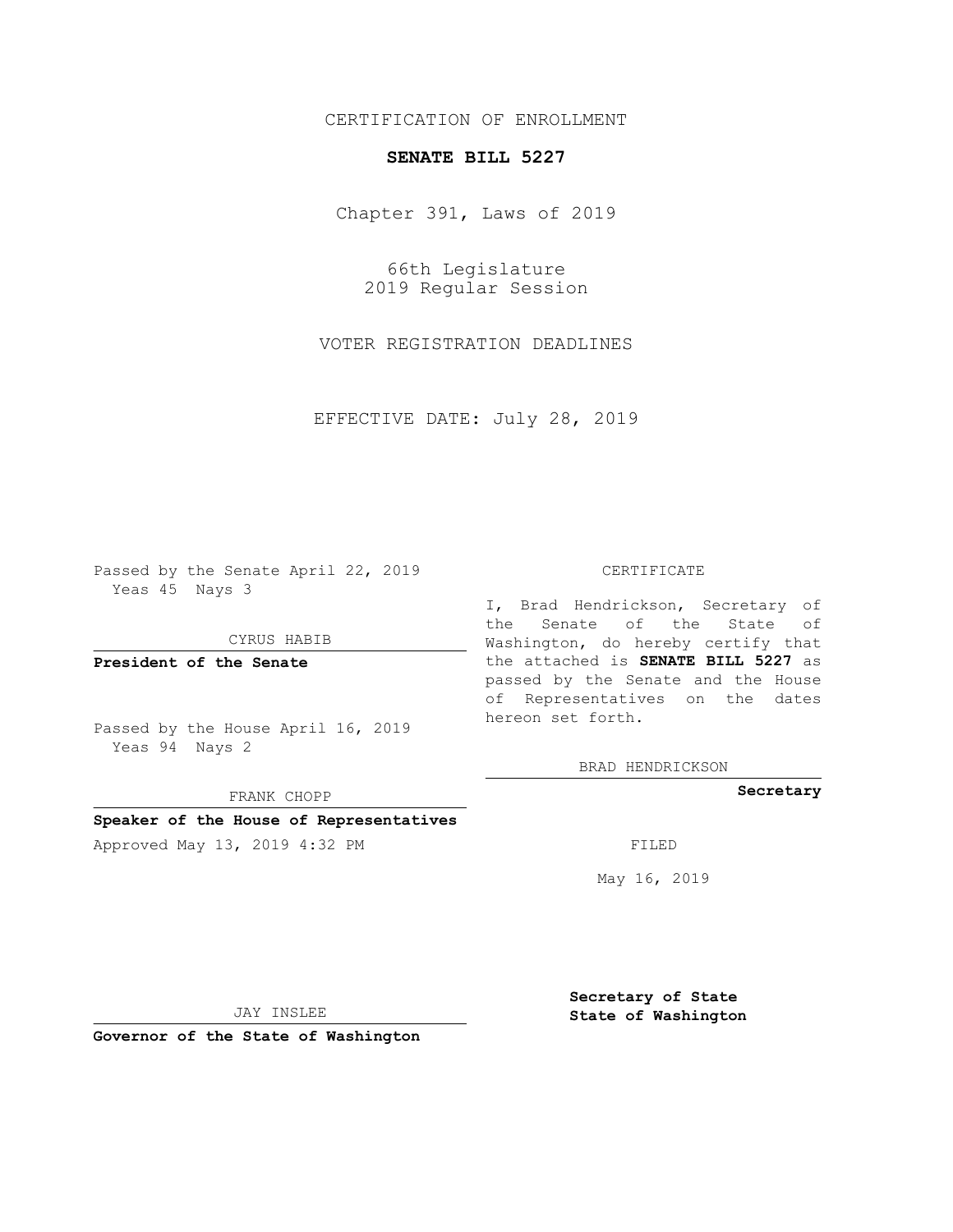CERTIFICATION OF ENROLLMENT

**SENATE BILL 5227**

Chapter 391, Laws of 2019

66th Legislature
2019 Regular Session

VOTER REGISTRATION DEADLINES

EFFECTIVE DATE: July 28, 2019

Passed by the Senate April 22, 2019
Yeas 45 Nays 3

CYRUS HABIB

**President of the Senate**

Passed by the House April 16, 2019
Yeas 94 Nays 2

FRANK CHOPP

**Speaker of the House of Representatives**

Approved May 13, 2019 4:32 PM

JAY INSLEE

**Governor of the State of Washington**

CERTIFICATE

I, Brad Hendrickson, Secretary of the Senate of the State of Washington, do hereby certify that the attached is **SENATE BILL 5227** as passed by the Senate and the House of Representatives on the dates hereon set forth.

BRAD HENDRICKSON

**Secretary**

FILED

May 16, 2019

**Secretary of State**
**State of Washington**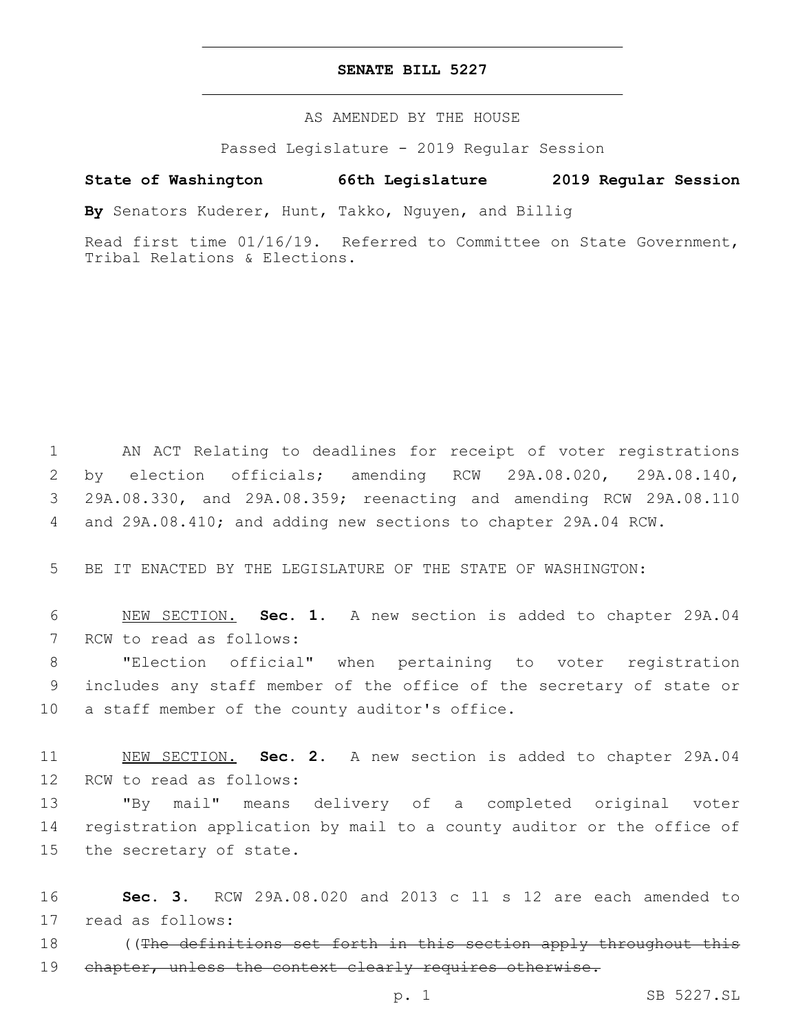# SENATE BILL 5227

AS AMENDED BY THE HOUSE

Passed Legislature - 2019 Regular Session

**State of Washington 66th Legislature 2019 Regular Session**

**By** Senators Kuderer, Hunt, Takko, Nguyen, and Billig

Read first time 01/16/19. Referred to Committee on State Government, Tribal Relations & Elections.

1 AN ACT Relating to deadlines for receipt of voter registrations 2 by election officials; amending RCW 29A.08.020, 29A.08.140, 3 29A.08.330, and 29A.08.359; reenacting and amending RCW 29A.08.110 4 and 29A.08.410; and adding new sections to chapter 29A.04 RCW.

5 BE IT ENACTED BY THE LEGISLATURE OF THE STATE OF WASHINGTON:

6 NEW SECTION. **Sec. 1.** A new section is added to chapter 29A.04 7 RCW to read as follows:

8 "Election official" when pertaining to voter registration 9 includes any staff member of the office of the secretary of state or 10 a staff member of the county auditor's office.

11 NEW SECTION. **Sec. 2.** A new section is added to chapter 29A.04 12 RCW to read as follows:

13 "By mail" means delivery of a completed original voter 14 registration application by mail to a county auditor or the office of 15 the secretary of state.

16 **Sec. 3.** RCW 29A.08.020 and 2013 c 11 s 12 are each amended to 17 read as follows:

18 ((~~The definitions set forth in this section apply throughout this~~ 19 ~~chapter, unless the context clearly requires otherwise.~~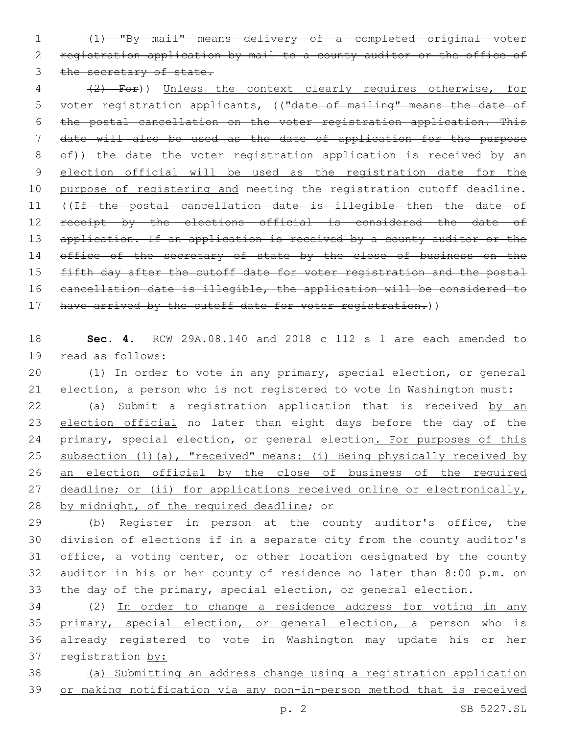~~(1) "By mail" means delivery of a completed original voter registration application by mail to a county auditor or the office of the secretary of state.~~

~~(2) For~~)) Unless the context clearly requires otherwise, for voter registration applicants, ((~~"date of mailing" means the date of the postal cancellation on the voter registration application. This date will also be used as the date of application for the purpose of~~)) the date the voter registration application is received by an election official will be used as the registration date for the purpose of registering and meeting the registration cutoff deadline. ((~~If the postal cancellation date is illegible then the date of receipt by the elections official is considered the date of application. If an application is received by a county auditor or the office of the secretary of state by the close of business on the fifth day after the cutoff date for voter registration and the postal cancellation date is illegible, the application will be considered to have arrived by the cutoff date for voter registration.~~))

**Sec. 4.** RCW 29A.08.140 and 2018 c 112 s 1 are each amended to read as follows:

(1) In order to vote in any primary, special election, or general election, a person who is not registered to vote in Washington must:

(a) Submit a registration application that is received by an election official no later than eight days before the day of the primary, special election, or general election. For purposes of this subsection (1)(a), "received" means: (i) Being physically received by an election official by the close of business of the required deadline; or (ii) for applications received online or electronically, by midnight, of the required deadline; or

(b) Register in person at the county auditor's office, the division of elections if in a separate city from the county auditor's office, a voting center, or other location designated by the county auditor in his or her county of residence no later than 8:00 p.m. on the day of the primary, special election, or general election.

(2) In order to change a residence address for voting in any primary, special election, or general election, a person who is already registered to vote in Washington may update his or her registration by:

(a) Submitting an address change using a registration application or making notification via any non-in-person method that is received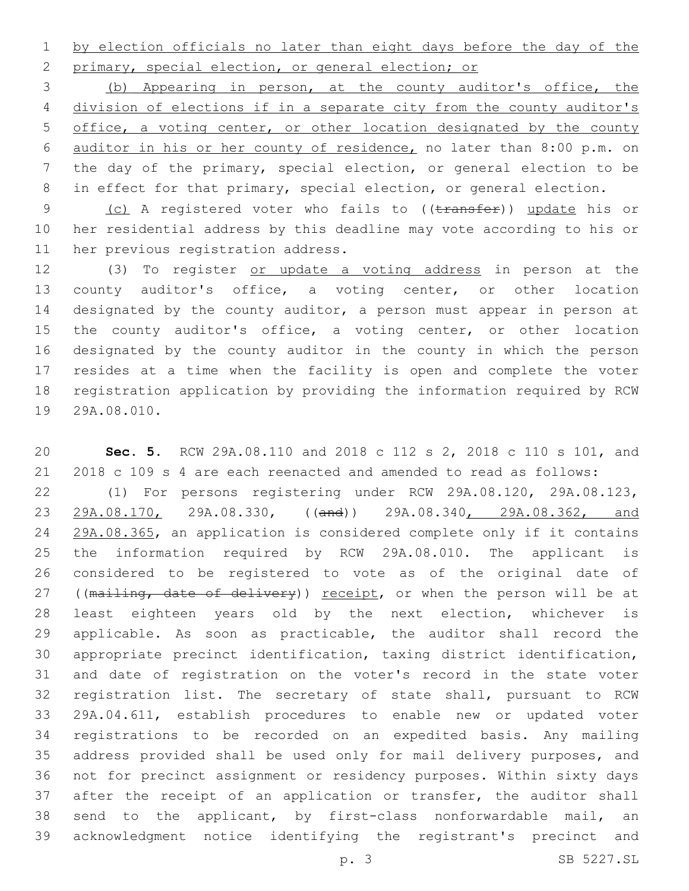by election officials no later than eight days before the day of the primary, special election, or general election; or

(b) Appearing in person, at the county auditor's office, the division of elections if in a separate city from the county auditor's office, a voting center, or other location designated by the county auditor in his or her county of residence, no later than 8:00 p.m. on the day of the primary, special election, or general election to be in effect for that primary, special election, or general election.

(c) A registered voter who fails to ((transfer)) update his or her residential address by this deadline may vote according to his or her previous registration address.

(3) To register or update a voting address in person at the county auditor's office, a voting center, or other location designated by the county auditor, a person must appear in person at the county auditor's office, a voting center, or other location designated by the county auditor in the county in which the person resides at a time when the facility is open and complete the voter registration application by providing the information required by RCW 29A.08.010.

**Sec. 5.** RCW 29A.08.110 and 2018 c 112 s 2, 2018 c 110 s 101, and 2018 c 109 s 4 are each reenacted and amended to read as follows:

(1) For persons registering under RCW 29A.08.120, 29A.08.123, 29A.08.170, 29A.08.330, ((and)) 29A.08.340, 29A.08.362, and 29A.08.365, an application is considered complete only if it contains the information required by RCW 29A.08.010. The applicant is considered to be registered to vote as of the original date of ((mailing, date of delivery)) receipt, or when the person will be at least eighteen years old by the next election, whichever is applicable. As soon as practicable, the auditor shall record the appropriate precinct identification, taxing district identification, and date of registration on the voter's record in the state voter registration list. The secretary of state shall, pursuant to RCW 29A.04.611, establish procedures to enable new or updated voter registrations to be recorded on an expedited basis. Any mailing address provided shall be used only for mail delivery purposes, and not for precinct assignment or residency purposes. Within sixty days after the receipt of an application or transfer, the auditor shall send to the applicant, by first-class nonforwardable mail, an acknowledgment notice identifying the registrant's precinct and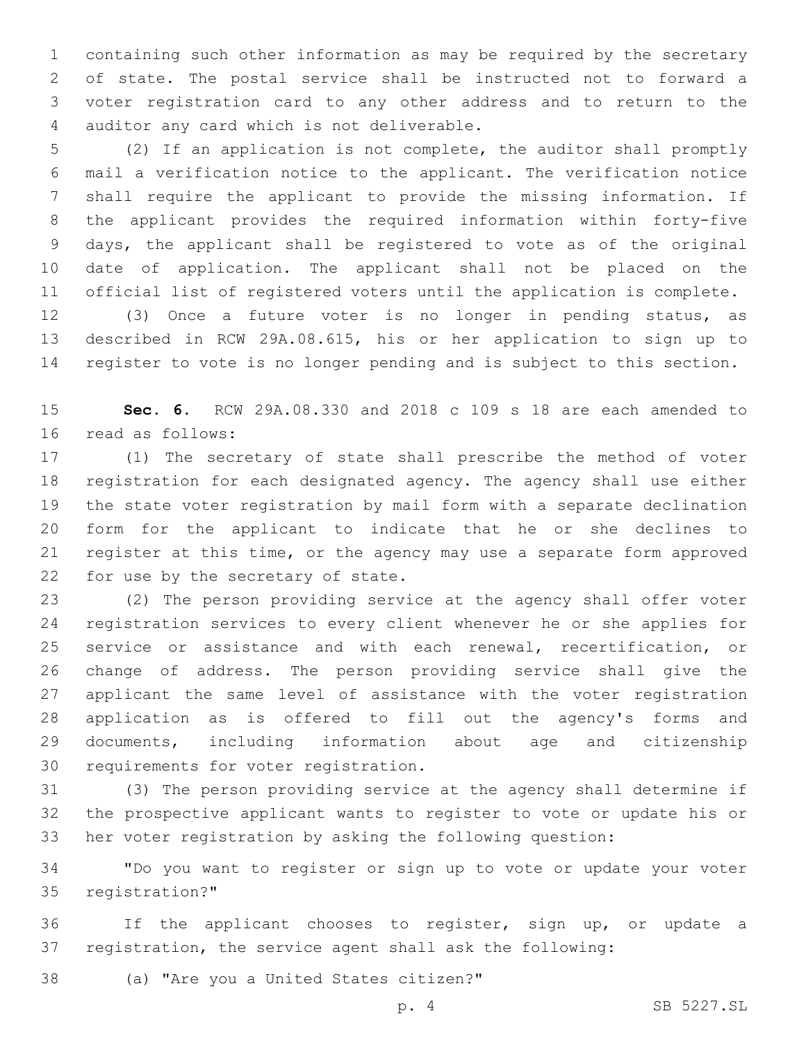containing such other information as may be required by the secretary of state. The postal service shall be instructed not to forward a voter registration card to any other address and to return to the auditor any card which is not deliverable.

(2) If an application is not complete, the auditor shall promptly mail a verification notice to the applicant. The verification notice shall require the applicant to provide the missing information. If the applicant provides the required information within forty-five days, the applicant shall be registered to vote as of the original date of application. The applicant shall not be placed on the official list of registered voters until the application is complete.

(3) Once a future voter is no longer in pending status, as described in RCW 29A.08.615, his or her application to sign up to register to vote is no longer pending and is subject to this section.

**Sec. 6.** RCW 29A.08.330 and 2018 c 109 s 18 are each amended to read as follows:

(1) The secretary of state shall prescribe the method of voter registration for each designated agency. The agency shall use either the state voter registration by mail form with a separate declination form for the applicant to indicate that he or she declines to register at this time, or the agency may use a separate form approved for use by the secretary of state.

(2) The person providing service at the agency shall offer voter registration services to every client whenever he or she applies for service or assistance and with each renewal, recertification, or change of address. The person providing service shall give the applicant the same level of assistance with the voter registration application as is offered to fill out the agency's forms and documents, including information about age and citizenship requirements for voter registration.

(3) The person providing service at the agency shall determine if the prospective applicant wants to register to vote or update his or her voter registration by asking the following question:

"Do you want to register or sign up to vote or update your voter registration?"

If the applicant chooses to register, sign up, or update a registration, the service agent shall ask the following:

(a) "Are you a United States citizen?"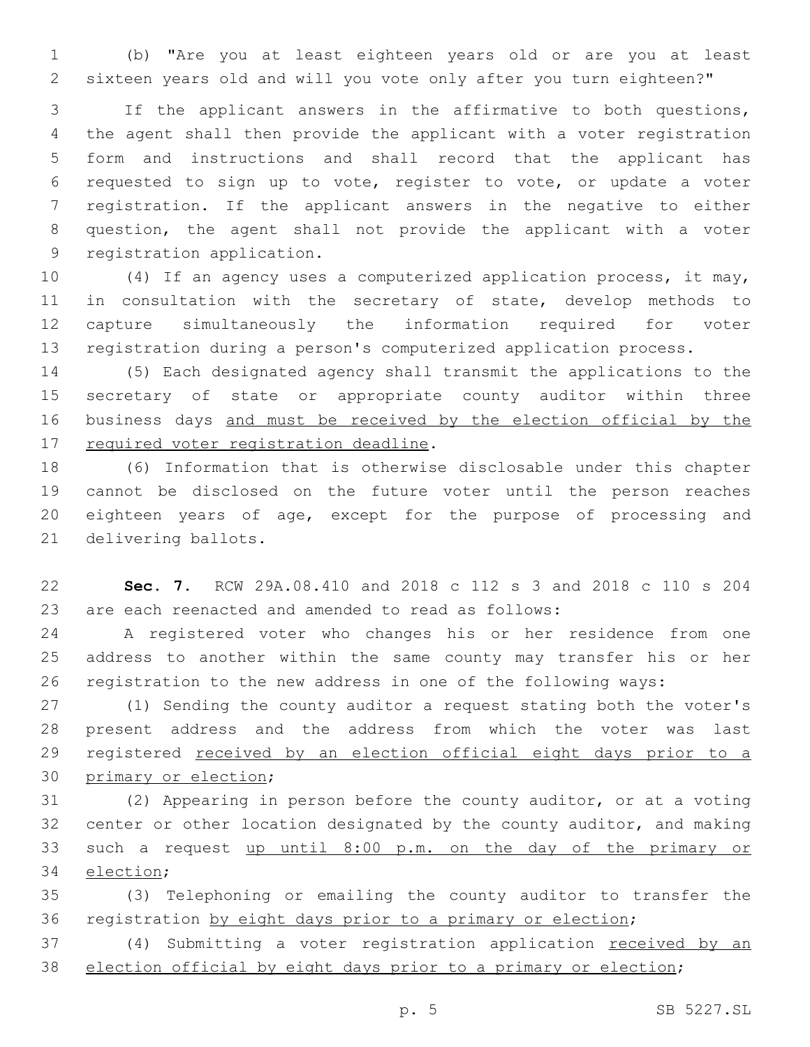(b) "Are you at least eighteen years old or are you at least sixteen years old and will you vote only after you turn eighteen?"

If the applicant answers in the affirmative to both questions, the agent shall then provide the applicant with a voter registration form and instructions and shall record that the applicant has requested to sign up to vote, register to vote, or update a voter registration. If the applicant answers in the negative to either question, the agent shall not provide the applicant with a voter registration application.

(4) If an agency uses a computerized application process, it may, in consultation with the secretary of state, develop methods to capture simultaneously the information required for voter registration during a person's computerized application process.

(5) Each designated agency shall transmit the applications to the secretary of state or appropriate county auditor within three business days <u>and must be received by the election official by the required voter registration deadline</u>.

(6) Information that is otherwise disclosable under this chapter cannot be disclosed on the future voter until the person reaches eighteen years of age, except for the purpose of processing and delivering ballots.

**Sec. 7.** RCW 29A.08.410 and 2018 c 112 s 3 and 2018 c 110 s 204 are each reenacted and amended to read as follows:

A registered voter who changes his or her residence from one address to another within the same county may transfer his or her registration to the new address in one of the following ways:

(1) Sending the county auditor a request stating both the voter's present address and the address from which the voter was last registered <u>received by an election official eight days prior to a primary or election</u>;

(2) Appearing in person before the county auditor, or at a voting center or other location designated by the county auditor, and making such a request <u>up until 8:00 p.m. on the day of the primary or election</u>;

(3) Telephoning or emailing the county auditor to transfer the registration <u>by eight days prior to a primary or election</u>;

(4) Submitting a voter registration application <u>received by an election official by eight days prior to a primary or election</u>;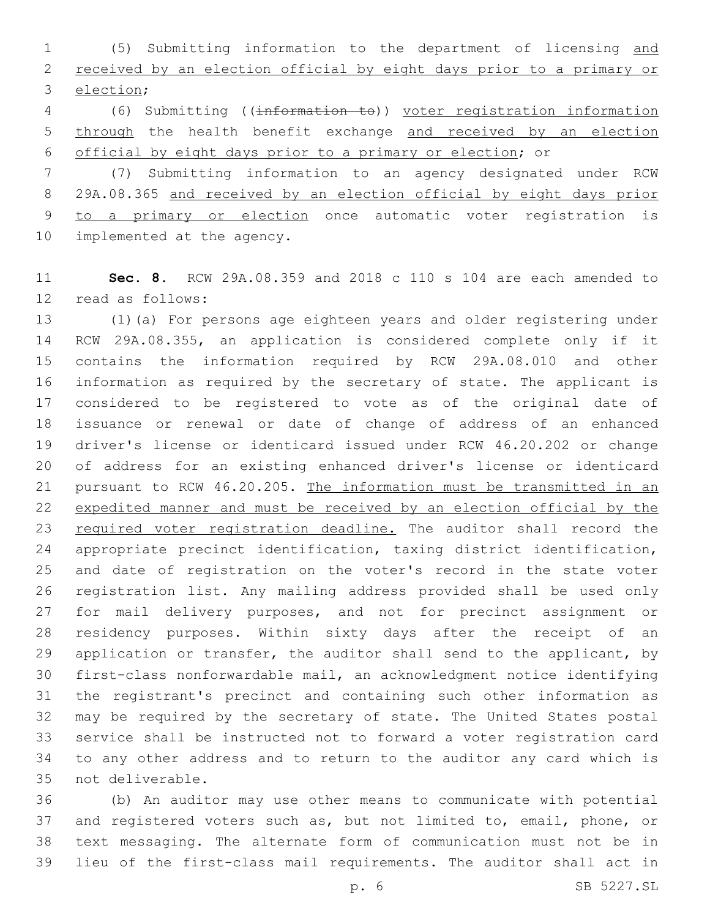(5) Submitting information to the department of licensing and received by an election official by eight days prior to a primary or election;

(6) Submitting ((~~information to~~)) voter registration information through the health benefit exchange and received by an election official by eight days prior to a primary or election; or

(7) Submitting information to an agency designated under RCW 29A.08.365 and received by an election official by eight days prior to a primary or election once automatic voter registration is implemented at the agency.

**Sec. 8.** RCW 29A.08.359 and 2018 c 110 s 104 are each amended to read as follows:

(1)(a) For persons age eighteen years and older registering under RCW 29A.08.355, an application is considered complete only if it contains the information required by RCW 29A.08.010 and other information as required by the secretary of state. The applicant is considered to be registered to vote as of the original date of issuance or renewal or date of change of address of an enhanced driver's license or identicard issued under RCW 46.20.202 or change of address for an existing enhanced driver's license or identicard pursuant to RCW 46.20.205. The information must be transmitted in an expedited manner and must be received by an election official by the required voter registration deadline. The auditor shall record the appropriate precinct identification, taxing district identification, and date of registration on the voter's record in the state voter registration list. Any mailing address provided shall be used only for mail delivery purposes, and not for precinct assignment or residency purposes. Within sixty days after the receipt of an application or transfer, the auditor shall send to the applicant, by first-class nonforwardable mail, an acknowledgment notice identifying the registrant's precinct and containing such other information as may be required by the secretary of state. The United States postal service shall be instructed not to forward a voter registration card to any other address and to return to the auditor any card which is not deliverable.

(b) An auditor may use other means to communicate with potential and registered voters such as, but not limited to, email, phone, or text messaging. The alternate form of communication must not be in lieu of the first-class mail requirements. The auditor shall act in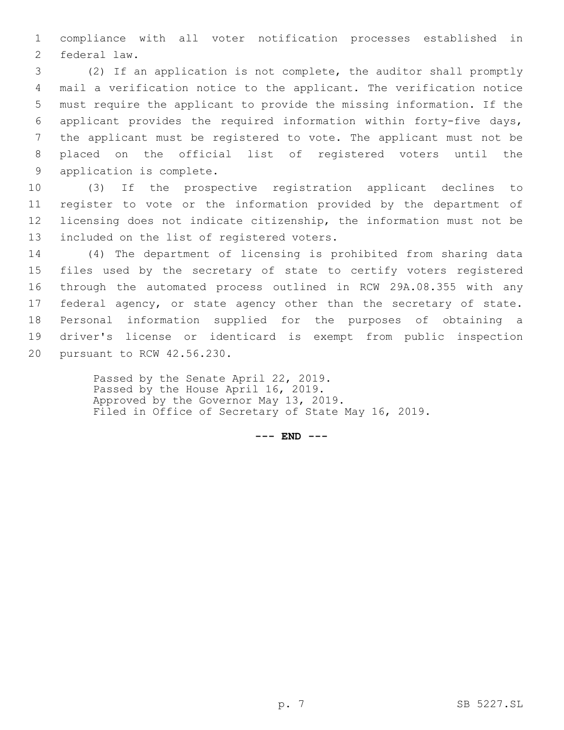compliance with all voter notification processes established in federal law.

(2) If an application is not complete, the auditor shall promptly mail a verification notice to the applicant. The verification notice must require the applicant to provide the missing information. If the applicant provides the required information within forty-five days, the applicant must be registered to vote. The applicant must not be placed on the official list of registered voters until the application is complete.

(3) If the prospective registration applicant declines to register to vote or the information provided by the department of licensing does not indicate citizenship, the information must not be included on the list of registered voters.

(4) The department of licensing is prohibited from sharing data files used by the secretary of state to certify voters registered through the automated process outlined in RCW 29A.08.355 with any federal agency, or state agency other than the secretary of state. Personal information supplied for the purposes of obtaining a driver's license or identicard is exempt from public inspection pursuant to RCW 42.56.230.

Passed by the Senate April 22, 2019.
Passed by the House April 16, 2019.
Approved by the Governor May 13, 2019.
Filed in Office of Secretary of State May 16, 2019.

**--- END ---**